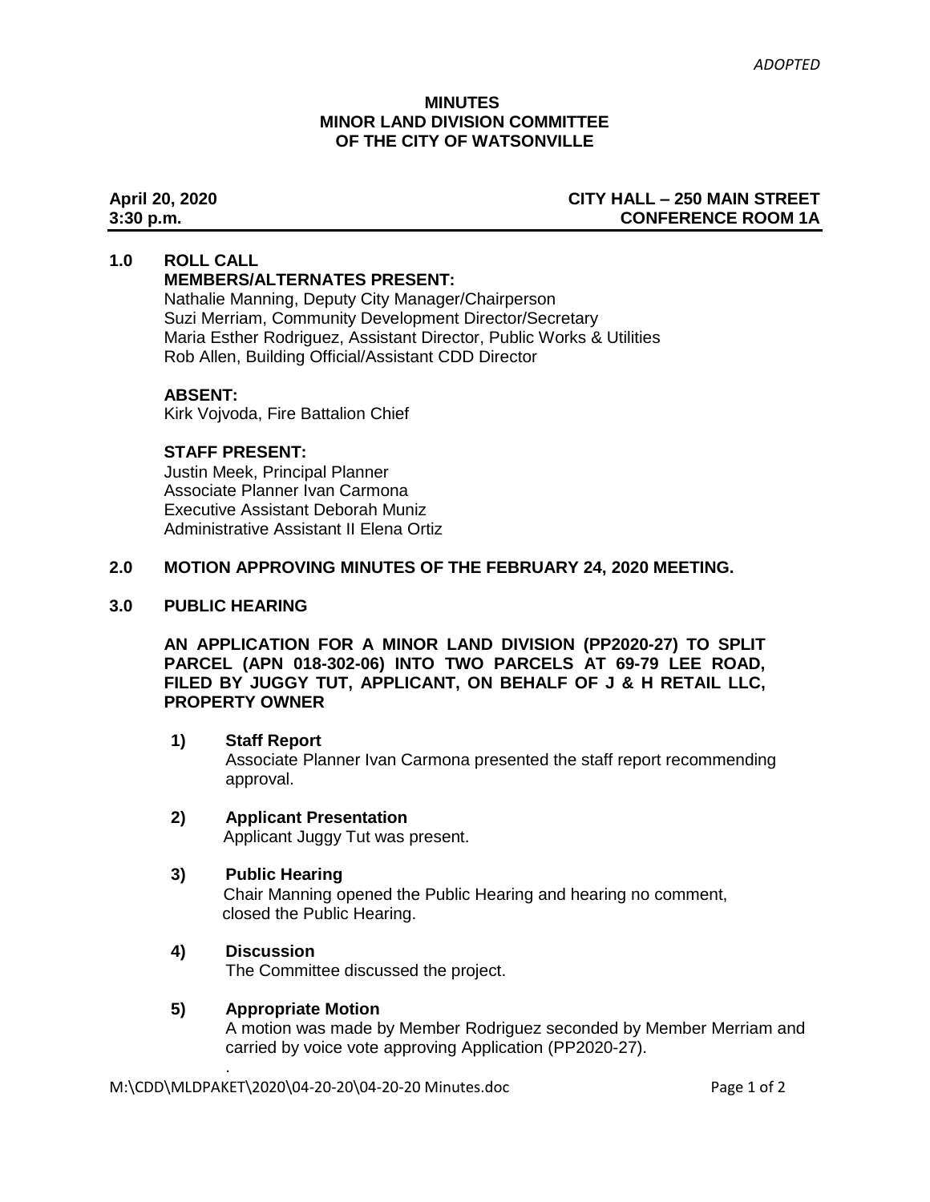*ADOPTED*

**MINUTES**
**MINOR LAND DIVISION COMMITTEE**
**OF THE CITY OF WATSONVILLE**

**April 20, 2020** — **CITY HALL – 250 MAIN STREET**
**3:30 p.m.** — **CONFERENCE ROOM 1A**

## 1.0 ROLL CALL

**MEMBERS/ALTERNATES PRESENT:**

Nathalie Manning, Deputy City Manager/Chairperson
Suzi Merriam, Community Development Director/Secretary
Maria Esther Rodriguez, Assistant Director, Public Works & Utilities
Rob Allen, Building Official/Assistant CDD Director

**ABSENT:**

Kirk Vojvoda, Fire Battalion Chief

**STAFF PRESENT:**

Justin Meek, Principal Planner
Associate Planner Ivan Carmona
Executive Assistant Deborah Muniz
Administrative Assistant II Elena Ortiz

## 2.0 MOTION APPROVING MINUTES OF THE FEBRUARY 24, 2020 MEETING.

## 3.0 PUBLIC HEARING

**AN APPLICATION FOR A MINOR LAND DIVISION (PP2020-27) TO SPLIT PARCEL (APN 018-302-06) INTO TWO PARCELS AT 69-79 LEE ROAD, FILED BY JUGGY TUT, APPLICANT, ON BEHALF OF J & H RETAIL LLC, PROPERTY OWNER**

**1) Staff Report**
Associate Planner Ivan Carmona presented the staff report recommending approval.

**2) Applicant Presentation**
Applicant Juggy Tut was present.

**3) Public Hearing**
Chair Manning opened the Public Hearing and hearing no comment, closed the Public Hearing.

**4) Discussion**
The Committee discussed the project.

**5) Appropriate Motion**
A motion was made by Member Rodriguez seconded by Member Merriam and carried by voice vote approving Application (PP2020-27).

M:\CDD\MLDPAKET\2020\04-20-20\04-20-20 Minutes.doc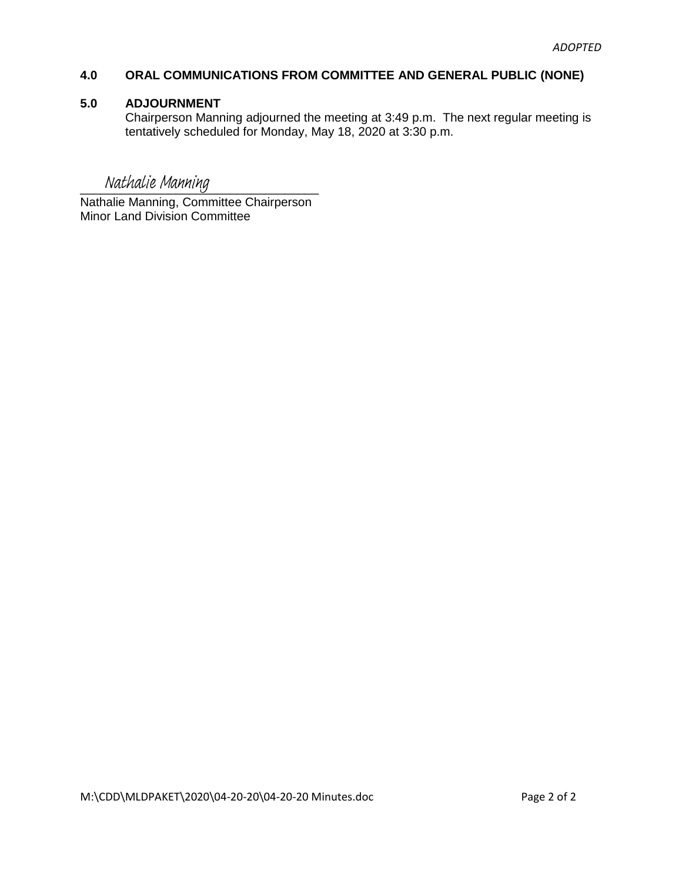*ADOPTED*

**4.0 ORAL COMMUNICATIONS FROM COMMITTEE AND GENERAL PUBLIC (NONE)**

**5.0 ADJOURNMENT**

Chairperson Manning adjourned the meeting at 3:49 p.m. The next regular meeting is tentatively scheduled for Monday, May 18, 2020 at 3:30 p.m.

Nathalie Manning

Nathalie Manning, Committee Chairperson
Minor Land Division Committee

M:\CDD\MLDPAKET\2020\04-20-20\04-20-20 Minutes.doc